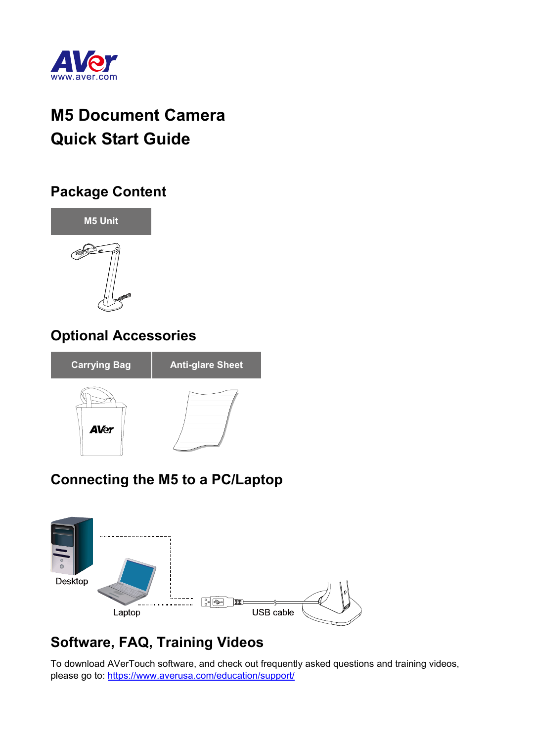AVer
www.aver.com

# M5 Document Camera
# Quick Start Guide

## Package Content

| M5 Unit |
| --- |

## Optional Accessories

| Carrying Bag | Anti-glare Sheet |
| --- | --- |

## Connecting the M5 to a PC/Laptop

Desktop

Laptop

USB cable

## Software, FAQ, Training Videos

To download AVerTouch software, and check out frequently asked questions and training videos, please go to: https://www.averusa.com/education/support/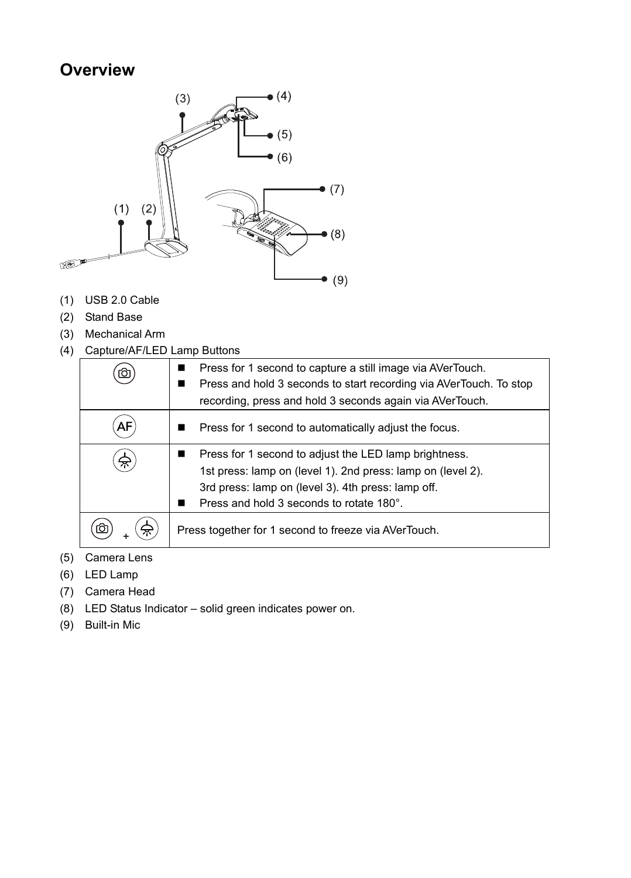# Overview

(1) USB 2.0 Cable

(2) Stand Base

(3) Mechanical Arm

(4) Capture/AF/LED Lamp Buttons

| | |
|---|---|
| Capture | ■ Press for 1 second to capture a still image via AVerTouch.<br>■ Press and hold 3 seconds to start recording via AVerTouch. To stop recording, press and hold 3 seconds again via AVerTouch. |
| AF | ■ Press for 1 second to automatically adjust the focus. |
| LED Lamp | ■ Press for 1 second to adjust the LED lamp brightness.<br>1st press: lamp on (level 1). 2nd press: lamp on (level 2).<br>3rd press: lamp on (level 3). 4th press: lamp off.<br>■ Press and hold 3 seconds to rotate 180°. |
| Capture + LED Lamp | Press together for 1 second to freeze via AVerTouch. |

(5) Camera Lens

(6) LED Lamp

(7) Camera Head

(8) LED Status Indicator – solid green indicates power on.

(9) Built-in Mic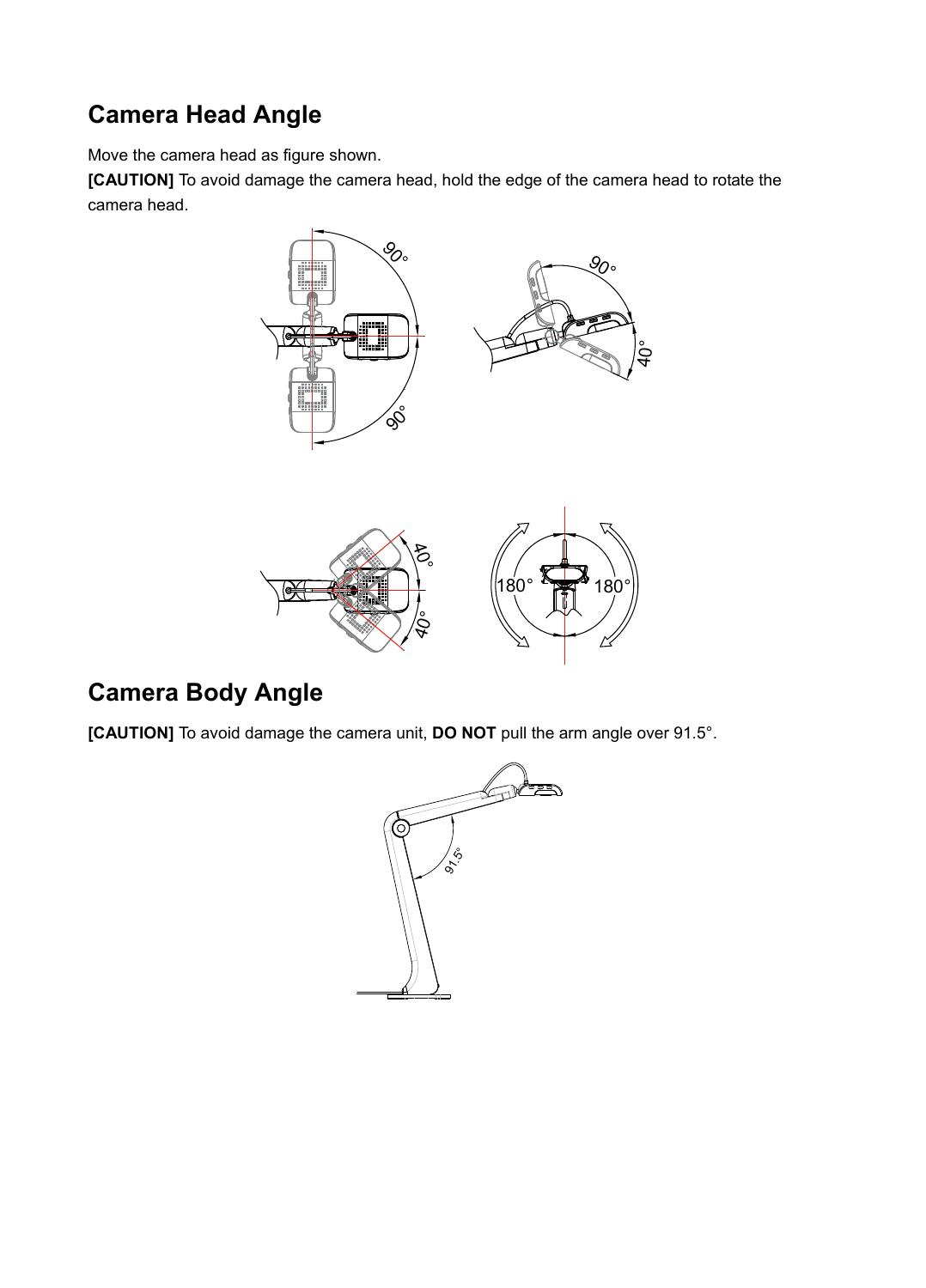## Camera Head Angle

Move the camera head as figure shown.

**[CAUTION]** To avoid damage the camera head, hold the edge of the camera head to rotate the camera head.

## Camera Body Angle

**[CAUTION]** To avoid damage the camera unit, **DO NOT** pull the arm angle over 91.5°.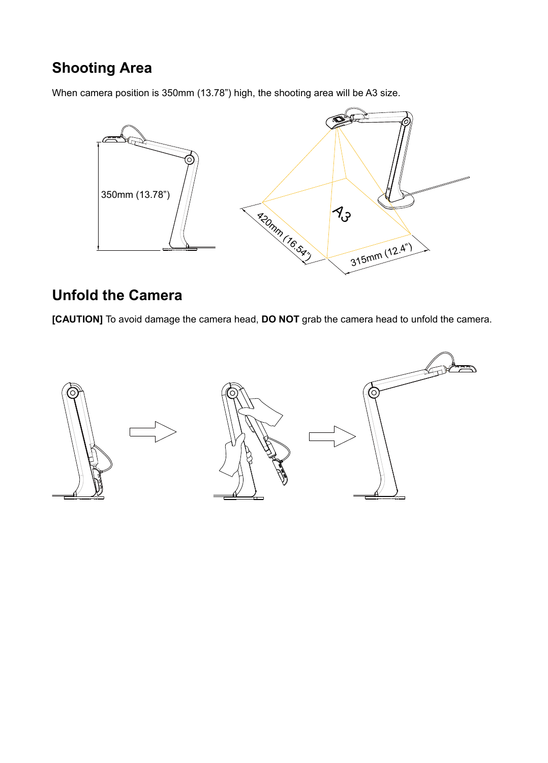## Shooting Area

When camera position is 350mm (13.78") high, the shooting area will be A3 size.

## Unfold the Camera

**[CAUTION]** To avoid damage the camera head, **DO NOT** grab the camera head to unfold the camera.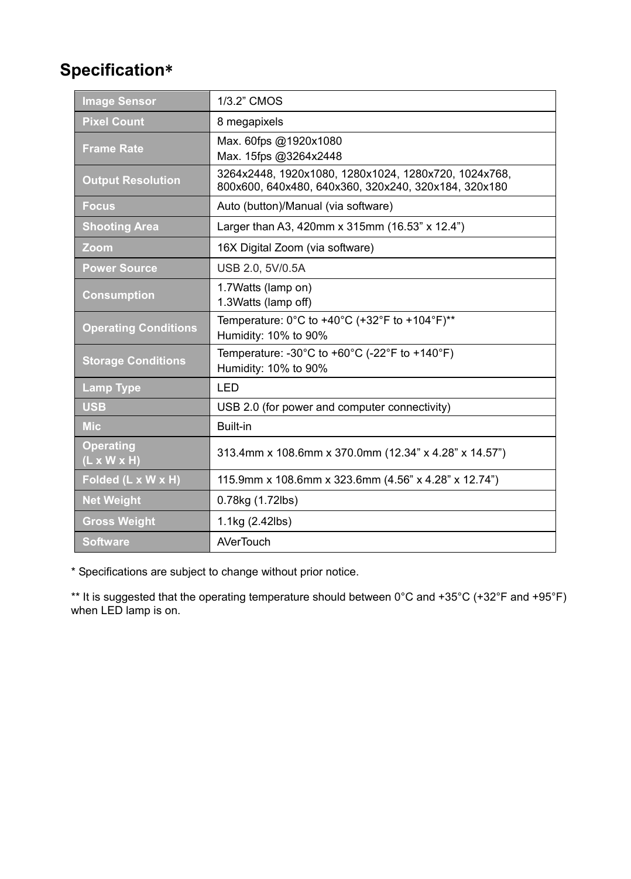# Specification*

| Image Sensor | 1/3.2” CMOS |
|---|---|
| Pixel Count | 8 megapixels |
| Frame Rate | Max. 60fps @1920x1080<br>Max. 15fps @3264x2448 |
| Output Resolution | 3264x2448, 1920x1080, 1280x1024, 1280x720, 1024x768, 800x600, 640x480, 640x360, 320x240, 320x184, 320x180 |
| Focus | Auto (button)/Manual (via software) |
| Shooting Area | Larger than A3, 420mm x 315mm (16.53” x 12.4”) |
| Zoom | 16X Digital Zoom (via software) |
| Power Source | USB 2.0, 5V/0.5A |
| Consumption | 1.7Watts (lamp on)<br>1.3Watts (lamp off) |
| Operating Conditions | Temperature: 0°C to +40°C (+32°F to +104°F)**<br>Humidity: 10% to 90% |
| Storage Conditions | Temperature: -30°C to +60°C (-22°F to +140°F)<br>Humidity: 10% to 90% |
| Lamp Type | LED |
| USB | USB 2.0 (for power and computer connectivity) |
| Mic | Built-in |
| Operating (L x W x H) | 313.4mm x 108.6mm x 370.0mm (12.34” x 4.28” x 14.57”) |
| Folded (L x W x H) | 115.9mm x 108.6mm x 323.6mm (4.56” x 4.28” x 12.74”) |
| Net Weight | 0.78kg (1.72lbs) |
| Gross Weight | 1.1kg (2.42lbs) |
| Software | AVerTouch |

* Specifications are subject to change without prior notice.

** It is suggested that the operating temperature should between 0°C and +35°C (+32°F and +95°F) when LED lamp is on.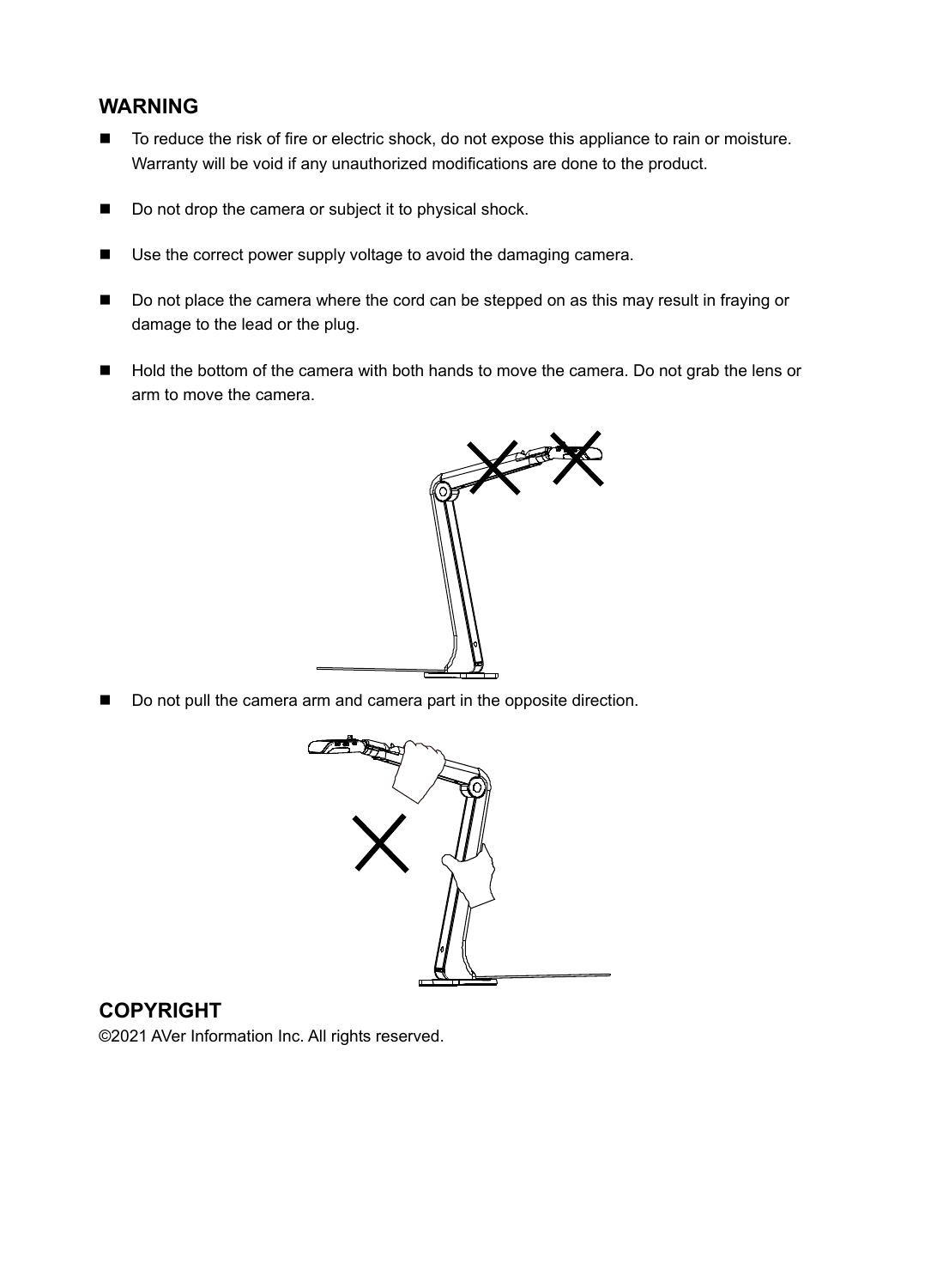## WARNING

- To reduce the risk of fire or electric shock, do not expose this appliance to rain or moisture. Warranty will be void if any unauthorized modifications are done to the product.
- Do not drop the camera or subject it to physical shock.
- Use the correct power supply voltage to avoid the damaging camera.
- Do not place the camera where the cord can be stepped on as this may result in fraying or damage to the lead or the plug.
- Hold the bottom of the camera with both hands to move the camera. Do not grab the lens or arm to move the camera.
- Do not pull the camera arm and camera part in the opposite direction.

## COPYRIGHT

©2021 AVer Information Inc. All rights reserved.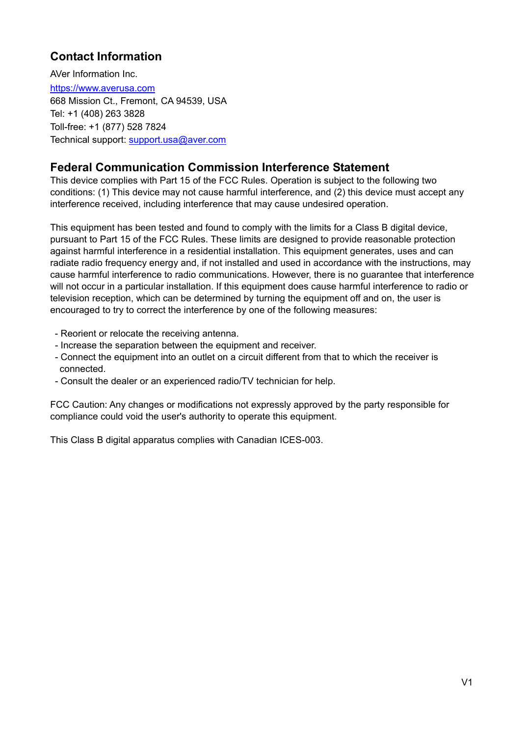## Contact Information

AVer Information Inc.
https://www.averusa.com
668 Mission Ct., Fremont, CA 94539, USA
Tel: +1 (408) 263 3828
Toll-free: +1 (877) 528 7824
Technical support: support.usa@aver.com

## Federal Communication Commission Interference Statement

This device complies with Part 15 of the FCC Rules. Operation is subject to the following two conditions: (1) This device may not cause harmful interference, and (2) this device must accept any interference received, including interference that may cause undesired operation.

This equipment has been tested and found to comply with the limits for a Class B digital device, pursuant to Part 15 of the FCC Rules. These limits are designed to provide reasonable protection against harmful interference in a residential installation. This equipment generates, uses and can radiate radio frequency energy and, if not installed and used in accordance with the instructions, may cause harmful interference to radio communications. However, there is no guarantee that interference will not occur in a particular installation. If this equipment does cause harmful interference to radio or television reception, which can be determined by turning the equipment off and on, the user is encouraged to try to correct the interference by one of the following measures:

- Reorient or relocate the receiving antenna.
- Increase the separation between the equipment and receiver.
- Connect the equipment into an outlet on a circuit different from that to which the receiver is connected.
- Consult the dealer or an experienced radio/TV technician for help.

FCC Caution: Any changes or modifications not expressly approved by the party responsible for compliance could void the user's authority to operate this equipment.

This Class B digital apparatus complies with Canadian ICES-003.

V1